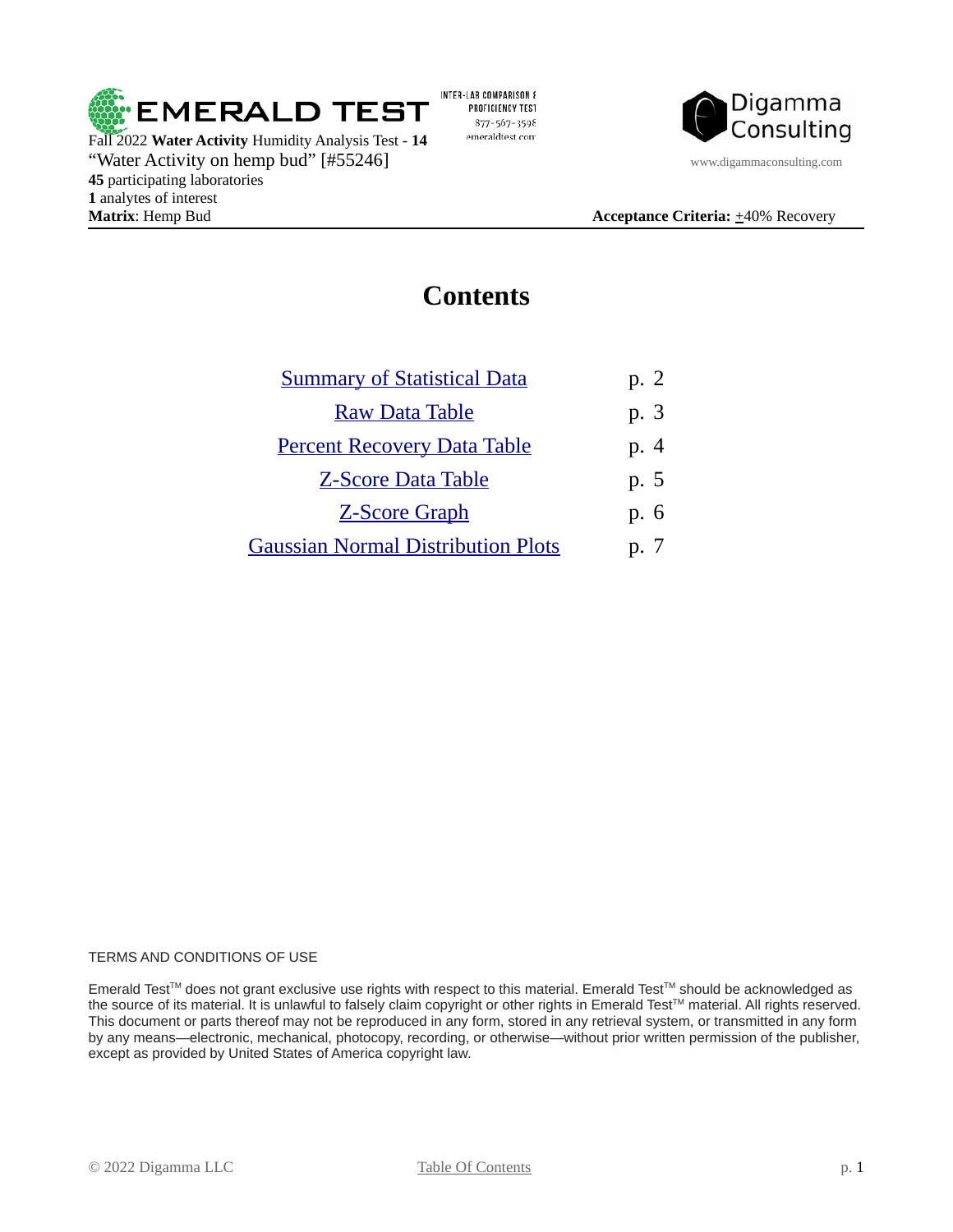EMERALD TEST

INTER-LAB COMPARISON & PROFICIENCY TEST
877-567-3598
emeraldtest.com

Digamma Consulting
www.digammaconsulting.com

Fall 2022 **Water Activity** Humidity Analysis Test - **14**
“Water Activity on hemp bud” [#55246]
**45** participating laboratories
**1** analytes of interest
**Matrix**: Hemp Bud

**Acceptance Criteria:** ±40% Recovery

# Contents

| | |
|---|---|
| Summary of Statistical Data | p. 2 |
| Raw Data Table | p. 3 |
| Percent Recovery Data Table | p. 4 |
| Z-Score Data Table | p. 5 |
| Z-Score Graph | p. 6 |
| Gaussian Normal Distribution Plots | p. 7 |

TERMS AND CONDITIONS OF USE

Emerald Test™ does not grant exclusive use rights with respect to this material. Emerald Test™ should be acknowledged as the source of its material. It is unlawful to falsely claim copyright or other rights in Emerald Test™ material. All rights reserved. This document or parts thereof may not be reproduced in any form, stored in any retrieval system, or transmitted in any form by any means—electronic, mechanical, photocopy, recording, or otherwise—without prior written permission of the publisher, except as provided by United States of America copyright law.

© 2022 Digamma LLC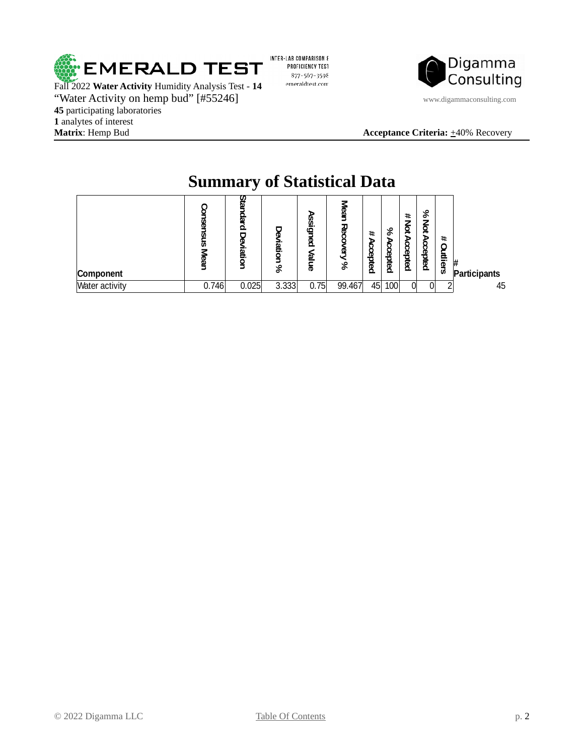Fall 2022 **Water Activity** Humidity Analysis Test - **14**

"Water Activity on hemp bud" [#55246]

**45** participating laboratories

**1** analytes of interest

**Matrix**: Hemp Bud

**Acceptance Criteria:** ±40% Recovery

INTER-LAB COMPARISON & PROFICIENCY TEST

877-567-3598

emeraldtest.com

www.digammaconsulting.com

# Summary of Statistical Data

| Component | Consensus Mean | Standard Deviation | Deviation % | Assigned Value | Mean Recovery % | # Accepted | % Accepted | # Not Accepted | % Not Accepted | # Outliers | # Participants |
|---|---|---|---|---|---|---|---|---|---|---|---|
| Water activity | 0.746 | 0.025 | 3.333 | 0.75 | 99.467 | 45 | 100 | 0 | 0 | 2 | 45 |

© 2022 Digamma LLC

Table Of Contents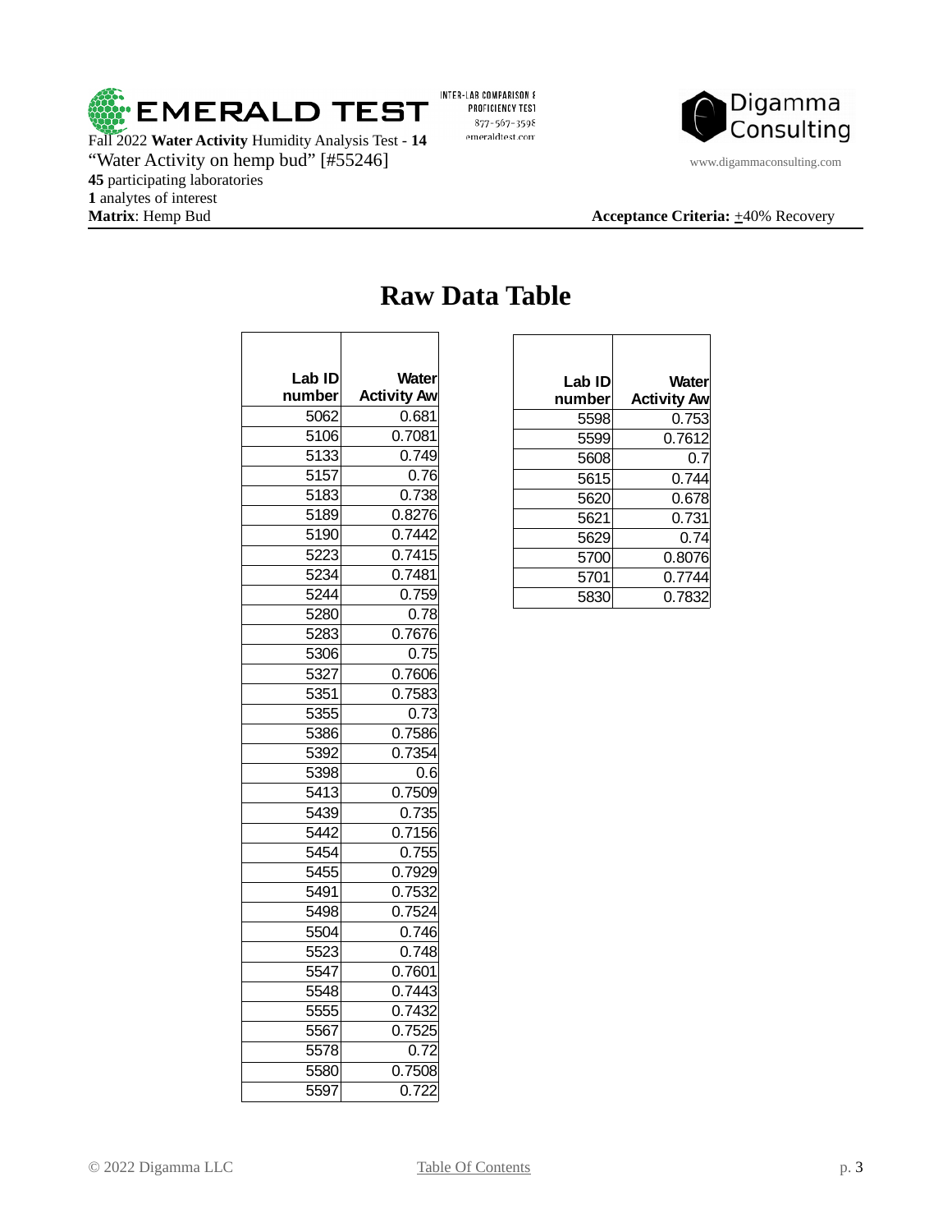Fall 2022 **Water Activity** Humidity Analysis Test - **14**
"Water Activity on hemp bud" [#55246]
**45** participating laboratories
**1** analytes of interest
**Matrix**: Hemp Bud

**Acceptance Criteria:** ±40% Recovery

INTER-LAB COMPARISON & PROFICIENCY TEST
877-567-3598
emeraldtest.com

www.digammaconsulting.com

# Raw Data Table

| Lab ID number | Water Activity Aw |
|---|---|
| 5062 | 0.681 |
| 5106 | 0.7081 |
| 5133 | 0.749 |
| 5157 | 0.76 |
| 5183 | 0.738 |
| 5189 | 0.8276 |
| 5190 | 0.7442 |
| 5223 | 0.7415 |
| 5234 | 0.7481 |
| 5244 | 0.759 |
| 5280 | 0.78 |
| 5283 | 0.7676 |
| 5306 | 0.75 |
| 5327 | 0.7606 |
| 5351 | 0.7583 |
| 5355 | 0.73 |
| 5386 | 0.7586 |
| 5392 | 0.7354 |
| 5398 | 0.6 |
| 5413 | 0.7509 |
| 5439 | 0.735 |
| 5442 | 0.7156 |
| 5454 | 0.755 |
| 5455 | 0.7929 |
| 5491 | 0.7532 |
| 5498 | 0.7524 |
| 5504 | 0.746 |
| 5523 | 0.748 |
| 5547 | 0.7601 |
| 5548 | 0.7443 |
| 5555 | 0.7432 |
| 5567 | 0.7525 |
| 5578 | 0.72 |
| 5580 | 0.7508 |
| 5597 | 0.722 |
| 5598 | 0.753 |
| 5599 | 0.7612 |
| 5608 | 0.7 |
| 5615 | 0.744 |
| 5620 | 0.678 |
| 5621 | 0.731 |
| 5629 | 0.74 |
| 5700 | 0.8076 |
| 5701 | 0.7744 |
| 5830 | 0.7832 |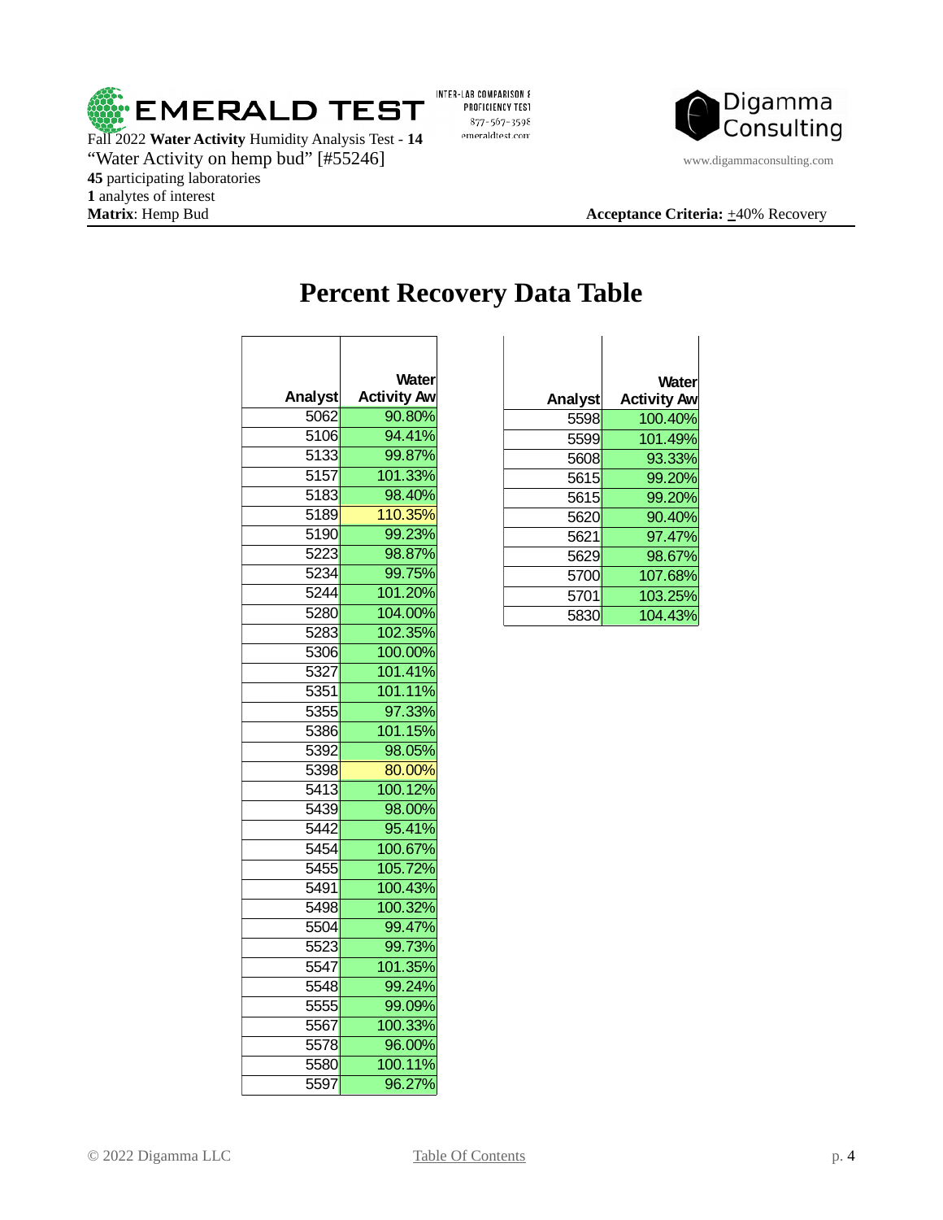Fall 2022 **Water Activity** Humidity Analysis Test - **14**
"Water Activity on hemp bud" [#55246]
**45** participating laboratories
**1** analytes of interest
**Matrix**: Hemp Bud

**Acceptance Criteria:** ±40% Recovery

# Percent Recovery Data Table

| Analyst | Water Activity Aw |
|---|---|
| 5062 | 90.80% |
| 5106 | 94.41% |
| 5133 | 99.87% |
| 5157 | 101.33% |
| 5183 | 98.40% |
| 5189 | 110.35% |
| 5190 | 99.23% |
| 5223 | 98.87% |
| 5234 | 99.75% |
| 5244 | 101.20% |
| 5280 | 104.00% |
| 5283 | 102.35% |
| 5306 | 100.00% |
| 5327 | 101.41% |
| 5351 | 101.11% |
| 5355 | 97.33% |
| 5386 | 101.15% |
| 5392 | 98.05% |
| 5398 | 80.00% |
| 5413 | 100.12% |
| 5439 | 98.00% |
| 5442 | 95.41% |
| 5454 | 100.67% |
| 5455 | 105.72% |
| 5491 | 100.43% |
| 5498 | 100.32% |
| 5504 | 99.47% |
| 5523 | 99.73% |
| 5547 | 101.35% |
| 5548 | 99.24% |
| 5555 | 99.09% |
| 5567 | 100.33% |
| 5578 | 96.00% |
| 5580 | 100.11% |
| 5597 | 96.27% |
| 5598 | 100.40% |
| 5599 | 101.49% |
| 5608 | 93.33% |
| 5615 | 99.20% |
| 5615 | 99.20% |
| 5620 | 90.40% |
| 5621 | 97.47% |
| 5629 | 98.67% |
| 5700 | 107.68% |
| 5701 | 103.25% |
| 5830 | 104.43% |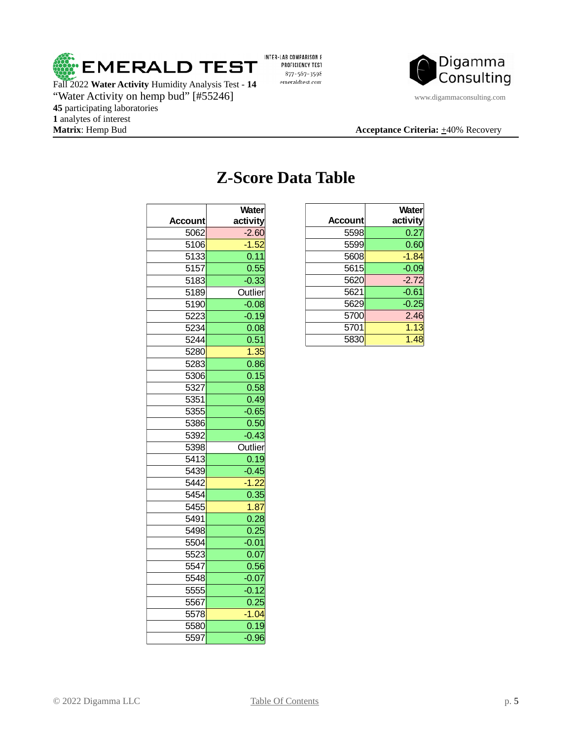Fall 2022 **Water Activity** Humidity Analysis Test - **14**
"Water Activity on hemp bud" [#55246]
**45** participating laboratories
**1** analytes of interest
**Matrix**: Hemp Bud

INTER-LAB COMPARISON & PROFICIENCY TEST
877-567-3598
emeraldtest.com

www.digammaconsulting.com

**Acceptance Criteria:** ±40% Recovery

# Z-Score Data Table

| Account | Water activity |
|---|---|
| 5062 | -2.60 |
| 5106 | -1.52 |
| 5133 | 0.11 |
| 5157 | 0.55 |
| 5183 | -0.33 |
| 5189 | Outlier |
| 5190 | -0.08 |
| 5223 | -0.19 |
| 5234 | 0.08 |
| 5244 | 0.51 |
| 5280 | 1.35 |
| 5283 | 0.86 |
| 5306 | 0.15 |
| 5327 | 0.58 |
| 5351 | 0.49 |
| 5355 | -0.65 |
| 5386 | 0.50 |
| 5392 | -0.43 |
| 5398 | Outlier |
| 5413 | 0.19 |
| 5439 | -0.45 |
| 5442 | -1.22 |
| 5454 | 0.35 |
| 5455 | 1.87 |
| 5491 | 0.28 |
| 5498 | 0.25 |
| 5504 | -0.01 |
| 5523 | 0.07 |
| 5547 | 0.56 |
| 5548 | -0.07 |
| 5555 | -0.12 |
| 5567 | 0.25 |
| 5578 | -1.04 |
| 5580 | 0.19 |
| 5597 | -0.96 |
| 5598 | 0.27 |
| 5599 | 0.60 |
| 5608 | -1.84 |
| 5615 | -0.09 |
| 5620 | -2.72 |
| 5621 | -0.61 |
| 5629 | -0.25 |
| 5700 | 2.46 |
| 5701 | 1.13 |
| 5830 | 1.48 |

© 2022 Digamma LLC

Table Of Contents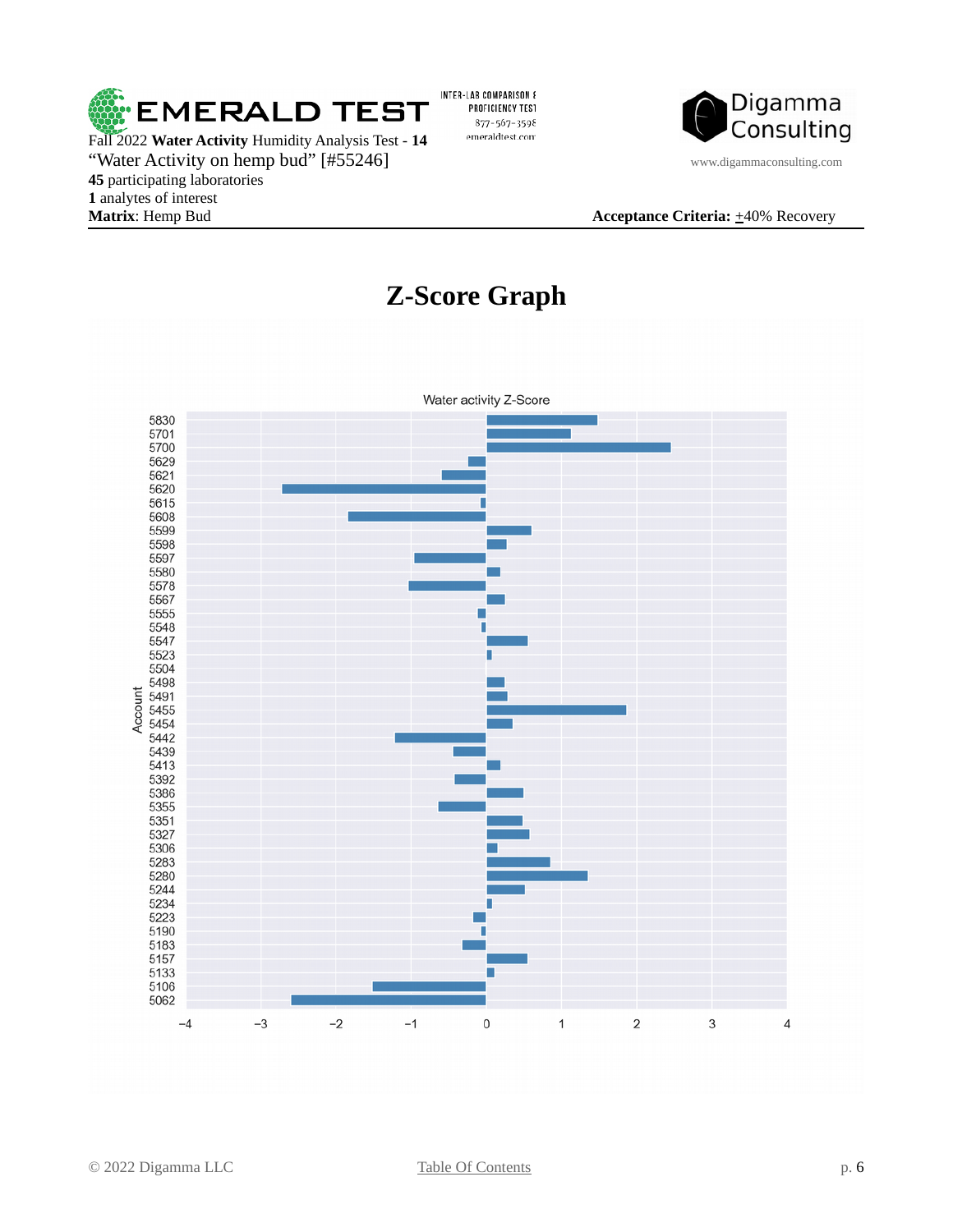Fall 2022 **Water Activity** Humidity Analysis Test - **14**
"Water Activity on hemp bud" [#55246]
**45** participating laboratories
**1** analytes of interest
**Matrix**: Hemp Bud

**Acceptance Criteria:** ±40% Recovery

# Z-Score Graph

Water activity Z-Score

| Account | Z-Score (approx.) |
|---|---|
| 5830 | 1.48 |
| 5701 | 1.13 |
| 5700 | 2.46 |
| 5629 | -0.24 |
| 5621 | -0.59 |
| 5620 | -2.72 |
| 5615 | -0.07 |
| 5608 | -1.84 |
| 5599 | 0.61 |
| 5598 | 0.28 |
| 5597 | -0.95 |
| 5580 | 0.19 |
| 5578 | -1.03 |
| 5567 | 0.25 |
| 5555 | -0.11 |
| 5548 | -0.07 |
| 5547 | 0.55 |
| 5523 | 0.07 |
| 5504 | 0 |
| 5498 | 0.25 |
| 5491 | 0.28 |
| 5455 | 1.86 |
| 5454 | 0.36 |
| 5442 | -1.22 |
| 5439 | -0.44 |
| 5413 | 0.19 |
| 5392 | -0.42 |
| 5386 | 0.50 |
| 5355 | -0.64 |
| 5351 | 0.49 |
| 5327 | 0.58 |
| 5306 | 0.15 |
| 5283 | 0.85 |
| 5280 | 1.35 |
| 5244 | 0.51 |
| 5234 | 0.07 |
| 5223 | -0.17 |
| 5190 | -0.07 |
| 5183 | -0.32 |
| 5157 | 0.55 |
| 5133 | 0.11 |
| 5106 | -1.51 |
| 5062 | -2.60 |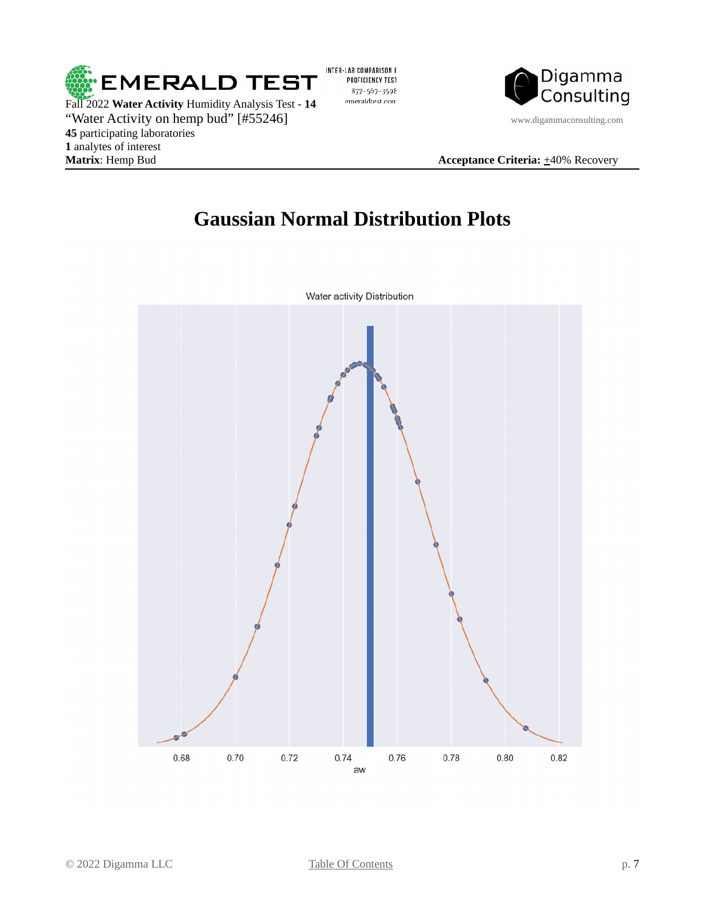EMERALD TEST

INTER-LAB COMPARISON & PROFICIENCY TEST
877-567-3598
emeraldtest.com

Digamma Consulting

www.digammaconsulting.com

Fall 2022 **Water Activity** Humidity Analysis Test - **14**
"Water Activity on hemp bud" [#55246]
**45** participating laboratories
**1** analytes of interest
**Matrix**: Hemp Bud

**Acceptance Criteria:** ±40% Recovery

# Gaussian Normal Distribution Plots

Water activity Distribution

0.68
0.70
0.72
0.74
0.76
0.78
0.80
0.82
aw